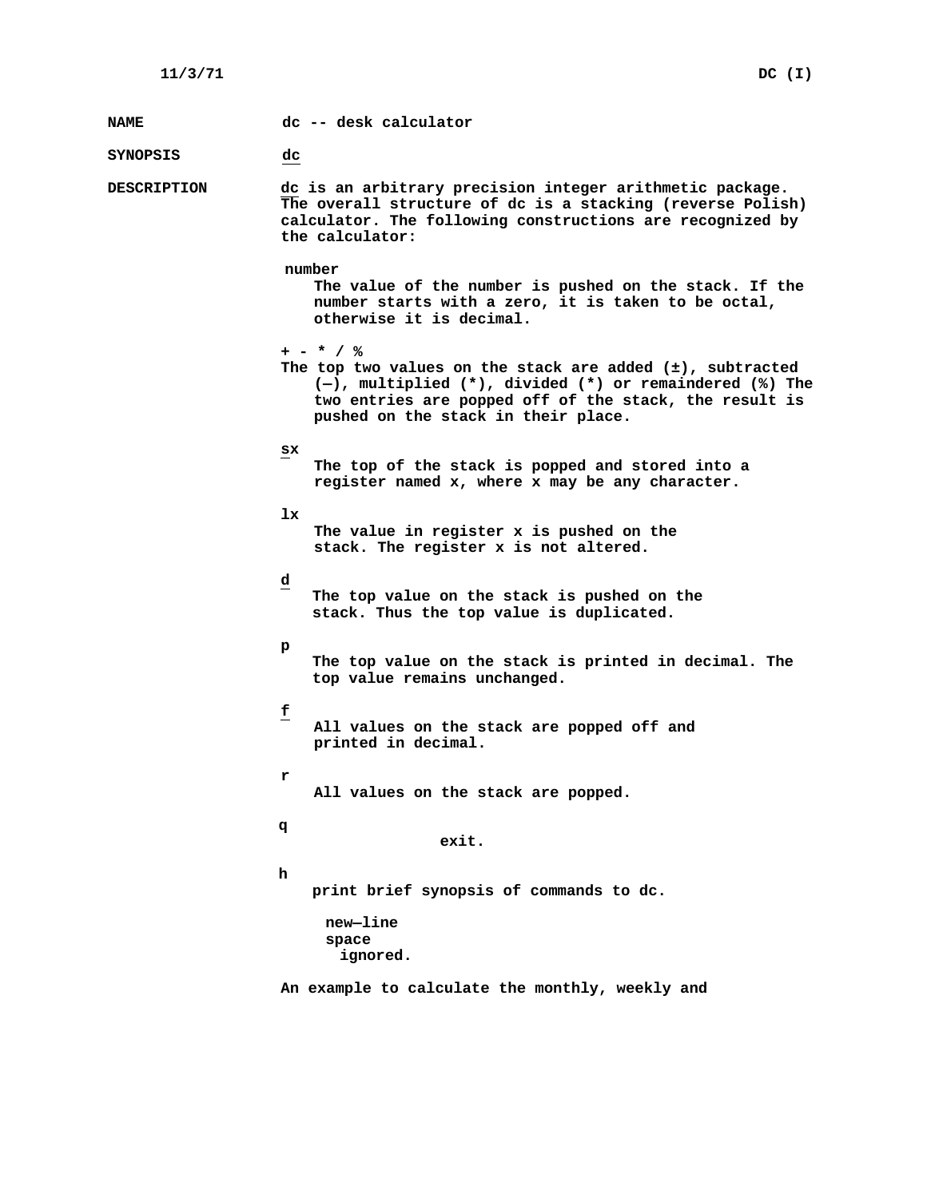**NAME** dc -- desk calculator

**SYNOPSIS** <u>dc</u>

**DESCRIPTION** <u>dc</u> is an arbitrary precision integer arithmetic package. The overall structure of dc is a stacking (reverse Polish) calculator. The following constructions are recognized by the calculator:

number
: The value of the number is pushed on the stack. If the number starts with a zero, it is taken to be octal, otherwise it is decimal.

+ - * / %
: The top two values on the stack are added (±), subtracted (—), multiplied (*), divided (*) or remaindered (%) The two entries are popped off of the stack, the result is pushed on the stack in their place.

<u>s</u>x
: The top of the stack is popped and stored into a register named x, where x may be any character.

lx
: The value in register x is pushed on the stack. The register x is not altered.

<u>d</u>
: The top value on the stack is pushed on the stack. Thus the top value is duplicated.

p
: The top value on the stack is printed in decimal. The top value remains unchanged.

<u>f</u>
: All values on the stack are popped off and printed in decimal.

r
: All values on the stack are popped.

q
: exit.

h
: print brief synopsis of commands to dc.

new—line
space
: ignored.

An example to calculate the monthly, weekly and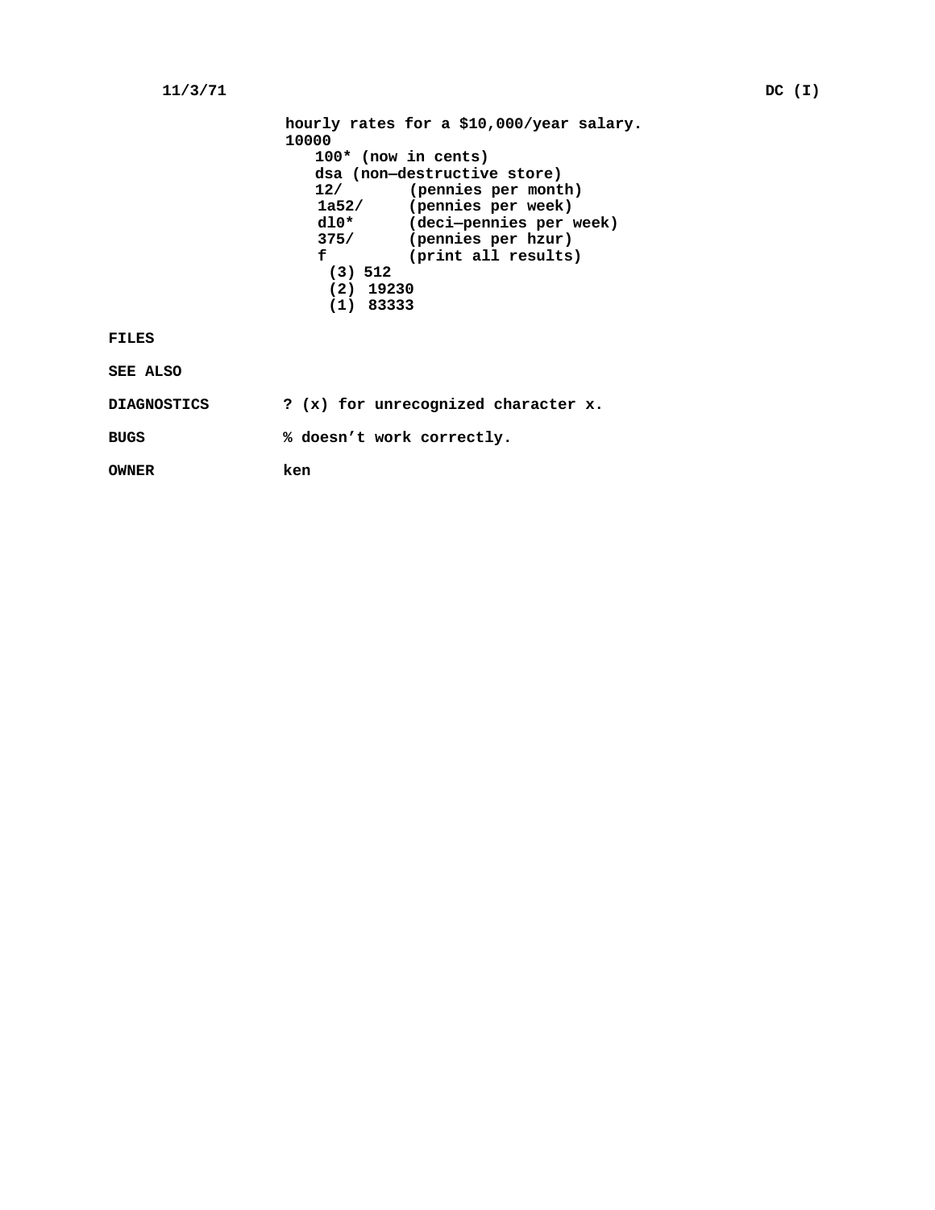hourly rates for a $10,000/year salary.

```
10000
   100* (now in cents)
   dsa (non—destructive store)
   12/       (pennies per month)
    1a52/    (pennies per week)
    dl0*     (deci—pennies per week)
    375/     (pennies per hzur)
    f        (print all results)
      (3) 512
      (2) 19230
      (1) 83333
```

**FILES**

**SEE ALSO**

**DIAGNOSTICS** ? (x) for unrecognized character x.

**BUGS** % doesn’t work correctly.

**OWNER** ken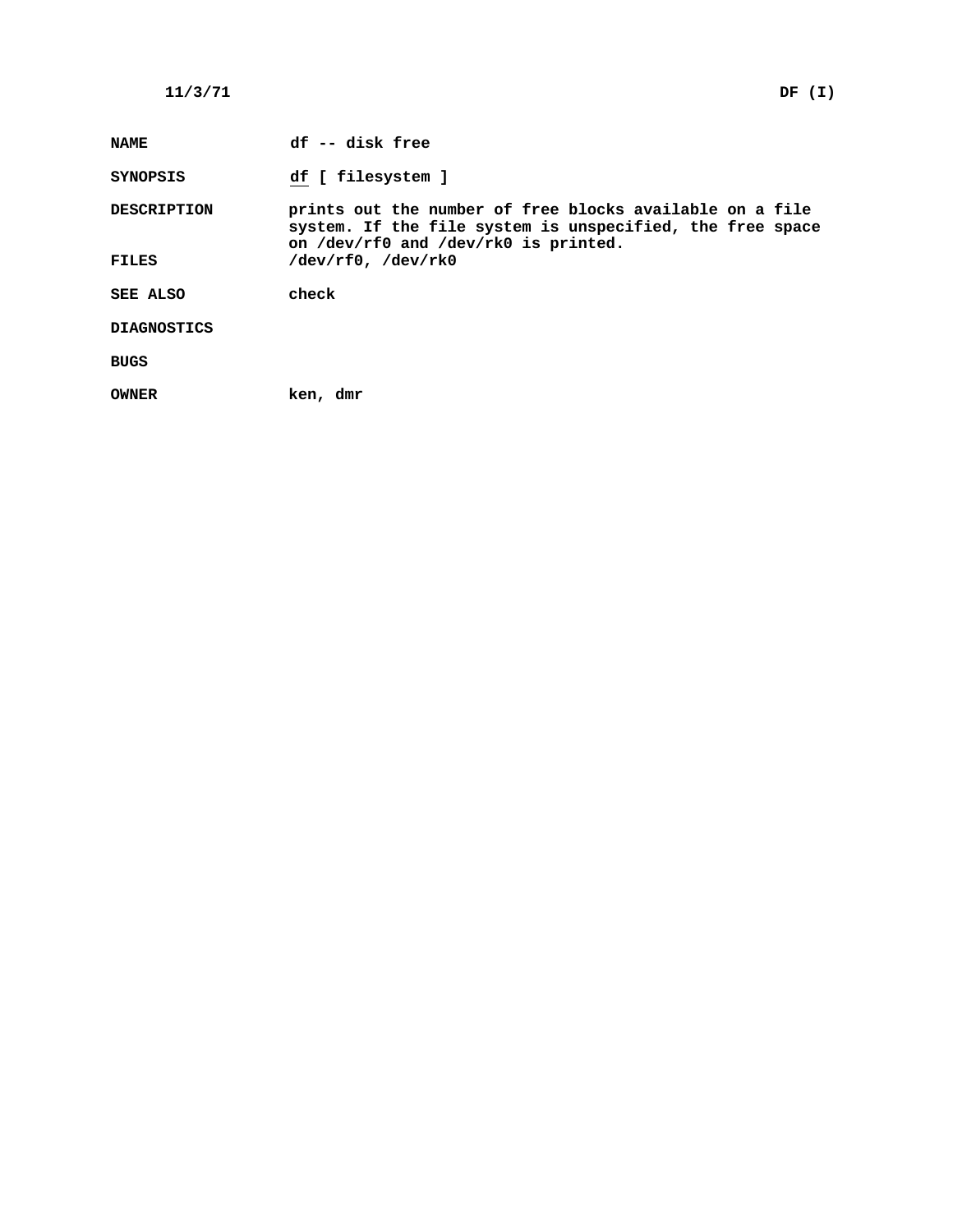**NAME** df -- disk free

**SYNOPSIS** df [ filesystem ]

**DESCRIPTION** prints out the number of free blocks available on a file system. If the file system is unspecified, the free space on /dev/rf0 and /dev/rk0 is printed.

**FILES** /dev/rf0, /dev/rk0

**SEE ALSO** check

**DIAGNOSTICS**

**BUGS**

**OWNER** ken, dmr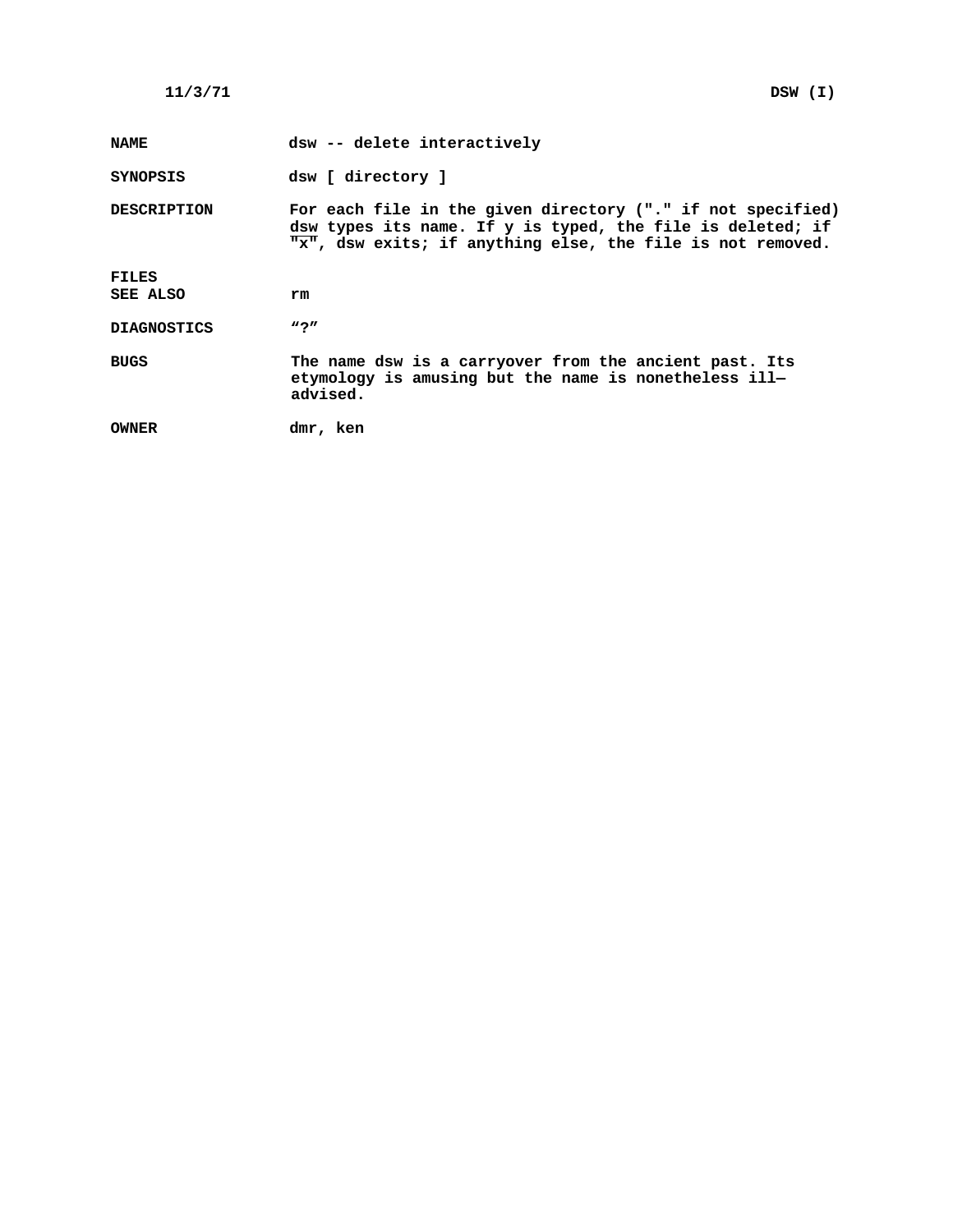**NAME** dsw -- delete interactively

**SYNOPSIS** dsw [ directory ]

**DESCRIPTION** For each file in the given directory ("." if not specified) dsw types its name. If y is typed, the file is deleted; if "x", dsw exits; if anything else, the file is not removed.

**FILES**

**SEE ALSO** rm

**DIAGNOSTICS** "?"

**BUGS** The name dsw is a carryover from the ancient past. Its etymology is amusing but the name is nonetheless ill—advised.

**OWNER** dmr, ken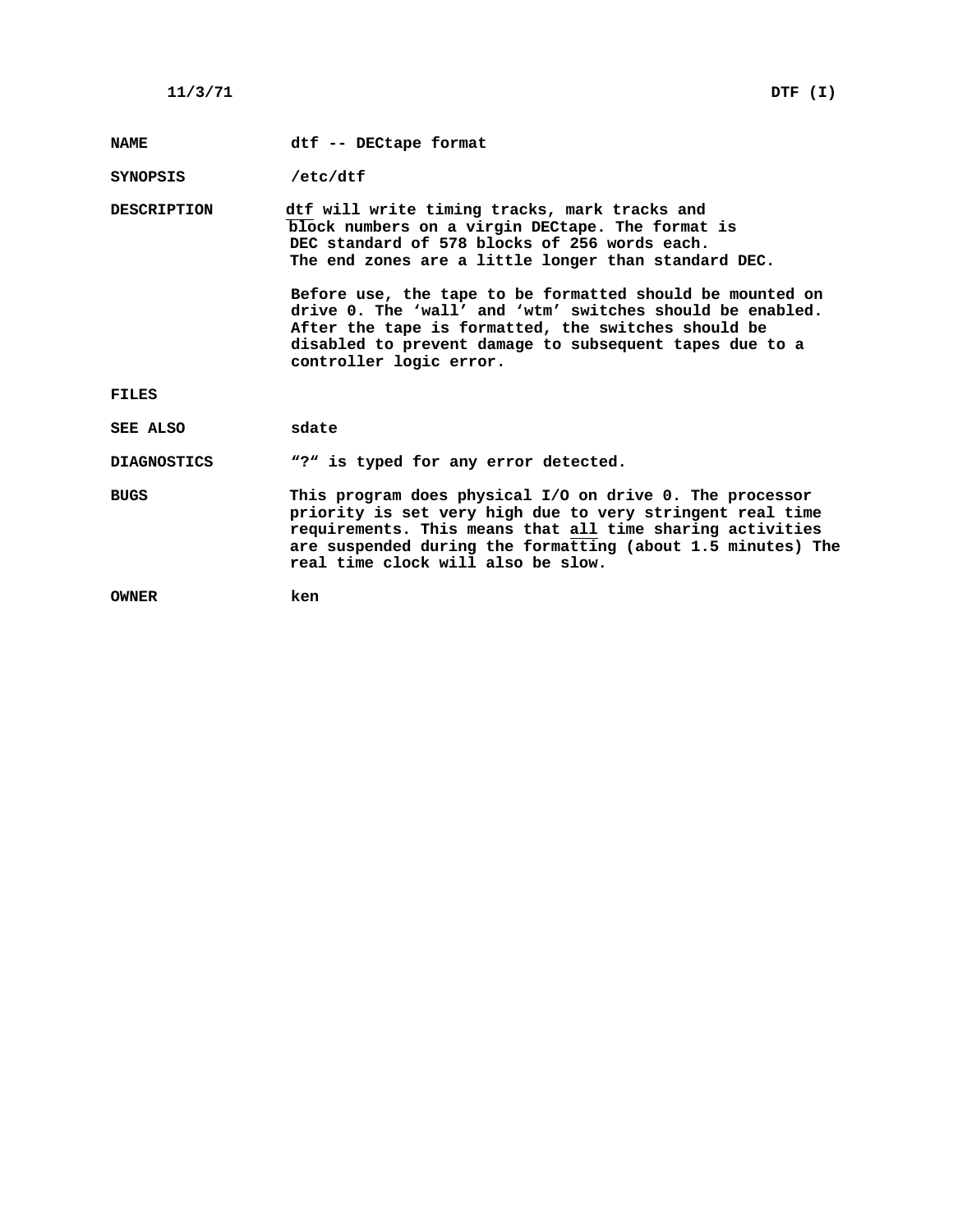11/3/71 DTF (I)

**NAME** dtf -- DECtape format

**SYNOPSIS** /etc/dtf

**DESCRIPTION** dtf will write timing tracks, mark tracks and block numbers on a virgin DECtape. The format is DEC standard of 578 blocks of 256 words each. The end zones are a little longer than standard DEC.

Before use, the tape to be formatted should be mounted on drive 0. The ‘wall’ and ‘wtm’ switches should be enabled. After the tape is formatted, the switches should be disabled to prevent damage to subsequent tapes due to a controller logic error.

**FILES**

**SEE ALSO** sdate

**DIAGNOSTICS** “?“ is typed for any error detected.

**BUGS** This program does physical I/O on drive 0. The processor priority is set very high due to very stringent real time requirements. This means that all time sharing activities are suspended during the formatting (about 1.5 minutes) The real time clock will also be slow.

**OWNER** ken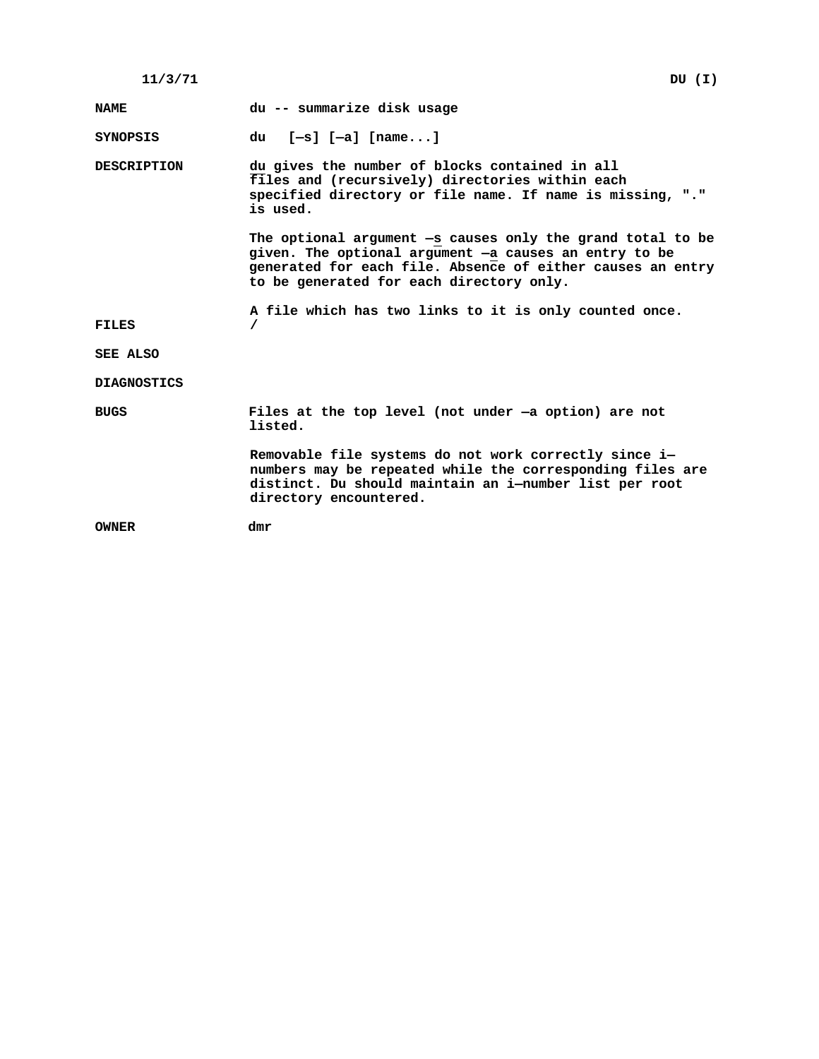11/3/71 DU (I)

**NAME** du -- summarize disk usage

**SYNOPSIS** du [—s] [—a] [name...]

**DESCRIPTION** du gives the number of blocks contained in all files and (recursively) directories within each specified directory or file name. If name is missing, "." is used.

The optional argument —s causes only the grand total to be given. The optional argument —a causes an entry to be generated for each file. Absence of either causes an entry to be generated for each directory only.

A file which has two links to it is only counted once.

**FILES** /

**SEE ALSO**

**DIAGNOSTICS**

**BUGS** Files at the top level (not under —a option) are not listed.

Removable file systems do not work correctly since i—numbers may be repeated while the corresponding files are distinct. Du should maintain an i—number list per root directory encountered.

**OWNER** dmr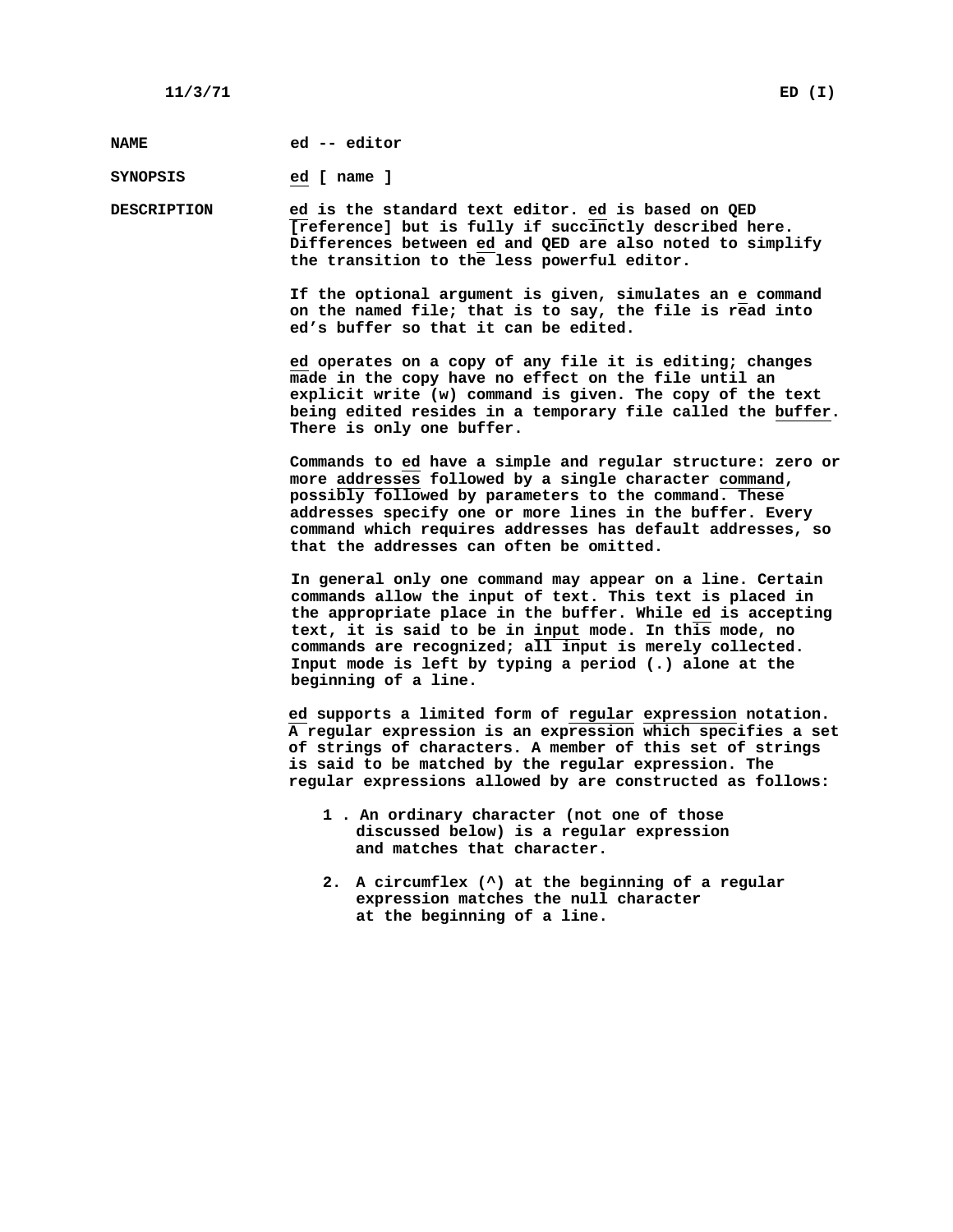**NAME** ed -- editor

**SYNOPSIS** _ed_ [ name ]

**DESCRIPTION**

_ed_ is the standard text editor. _ed_ is based on QED [reference] but is fully if succinctly described here. Differences between _ed_ and QED are also noted to simplify the transition to the less powerful editor.

If the optional argument is given, simulates an _e_ command on the named file; that is to say, the file is read into ed's buffer so that it can be edited.

_ed_ operates on a copy of any file it is editing; changes made in the copy have no effect on the file until an explicit write (w) command is given. The copy of the text being edited resides in a temporary file called the _buffer_. There is only one buffer.

Commands to _ed_ have a simple and regular structure: zero or more _addresses_ followed by a single character _command_, possibly followed by parameters to the command. These addresses specify one or more lines in the buffer. Every command which requires addresses has default addresses, so that the addresses can often be omitted.

In general only one command may appear on a line. Certain commands allow the input of text. This text is placed in the appropriate place in the buffer. While _ed_ is accepting text, it is said to be in _input_ mode. In this mode, no commands are recognized; all input is merely collected. Input mode is left by typing a period (.) alone at the beginning of a line.

_ed_ supports a limited form of _regular expression_ notation. A regular expression is an expression which specifies a set of strings of characters. A member of this set of strings is said to be matched by the regular expression. The regular expressions allowed by are constructed as follows:

1. An ordinary character (not one of those discussed below) is a regular expression and matches that character.

2. A circumflex (^) at the beginning of a regular expression matches the null character at the beginning of a line.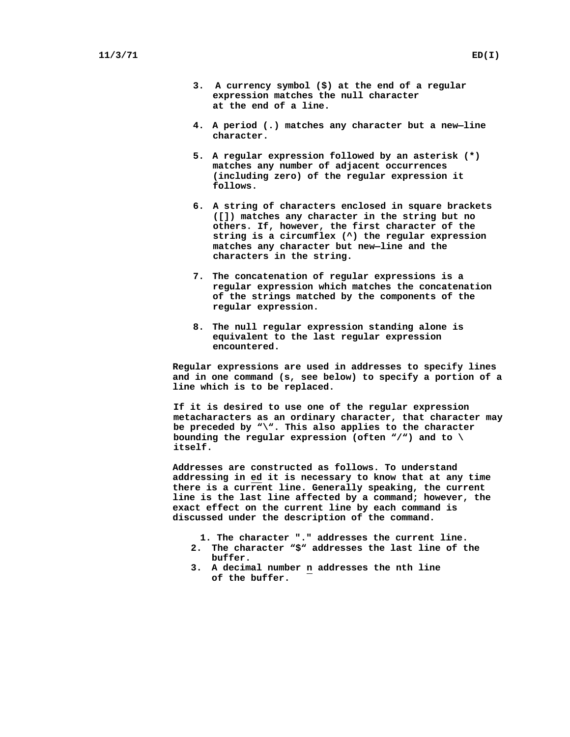3. A currency symbol ($) at the end of a regular expression matches the null character at the end of a line.

4. A period (.) matches any character but a new—line character.

5. A regular expression followed by an asterisk (*) matches any number of adjacent occurrences (including zero) of the regular expression it follows.

6. A string of characters enclosed in square brackets ([]) matches any character in the string but no others. If, however, the first character of the string is a circumflex (^) the regular expression matches any character but new—line and the characters in the string.

7. The concatenation of regular expressions is a regular expression which matches the concatenation of the strings matched by the components of the regular expression.

8. The null regular expression standing alone is equivalent to the last regular expression encountered.

Regular expressions are used in addresses to specify lines and in one command (s, see below) to specify a portion of a line which is to be replaced.

If it is desired to use one of the regular expression metacharacters as an ordinary character, that character may be preceded by "\". This also applies to the character bounding the regular expression (often "/") and to \ itself.

Addresses are constructed as follows. To understand addressing in <u>ed</u> it is necessary to know that at any time there is a current line. Generally speaking, the current line is the last line affected by a command; however, the exact effect on the current line by each command is discussed under the description of the command.

1. The character "." addresses the current line.
2. The character "$" addresses the last line of the buffer.
3. A decimal number <u>n</u> addresses the nth line of the buffer.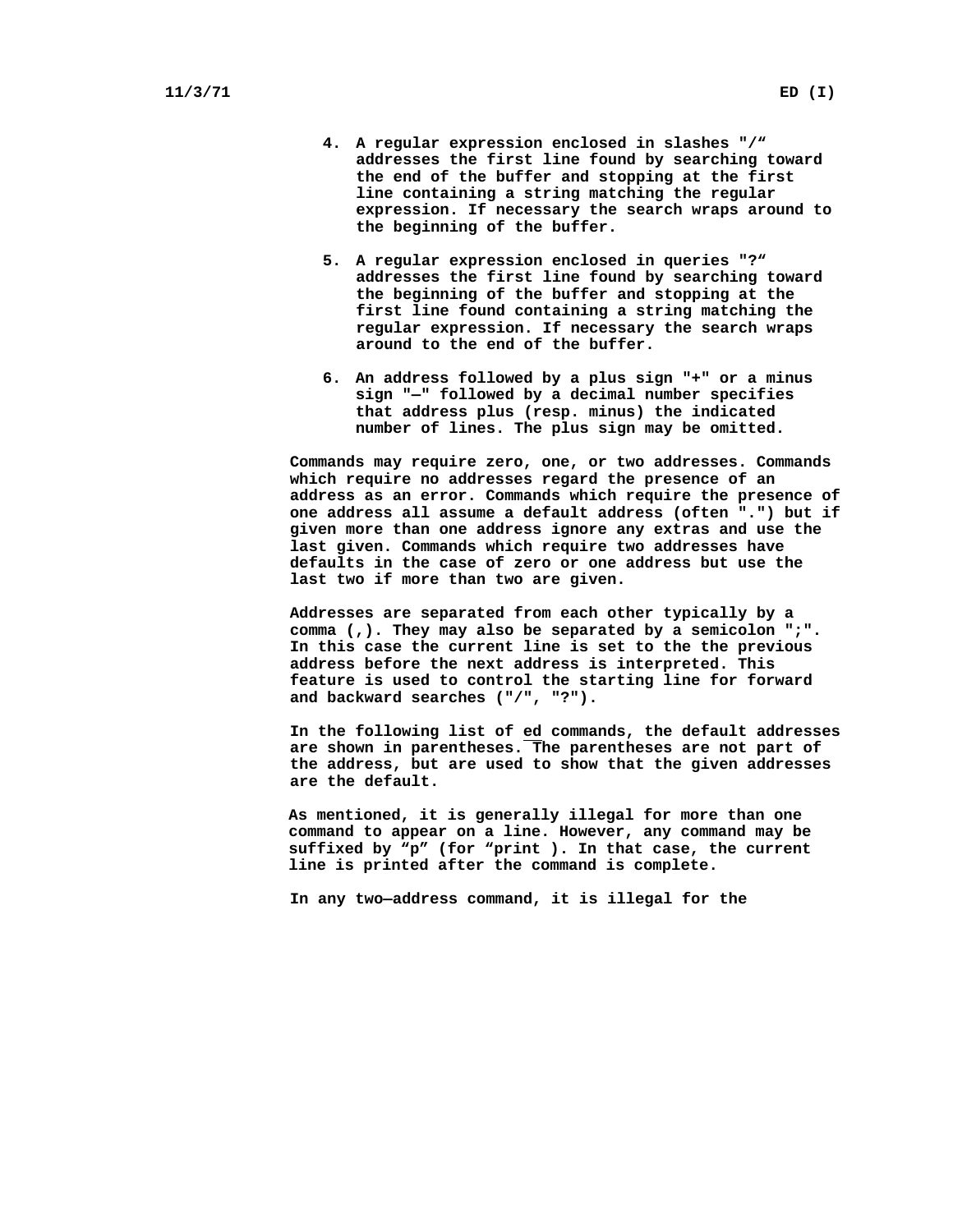4. A regular expression enclosed in slashes "/" addresses the first line found by searching toward the end of the buffer and stopping at the first line containing a string matching the regular expression. If necessary the search wraps around to the beginning of the buffer.

5. A regular expression enclosed in queries "?" addresses the first line found by searching toward the beginning of the buffer and stopping at the first line found containing a string matching the regular expression. If necessary the search wraps around to the end of the buffer.

6. An address followed by a plus sign "+" or a minus sign "—" followed by a decimal number specifies that address plus (resp. minus) the indicated number of lines. The plus sign may be omitted.

Commands may require zero, one, or two addresses. Commands which require no addresses regard the presence of an address as an error. Commands which require the presence of one address all assume a default address (often ".") but if given more than one address ignore any extras and use the last given. Commands which require two addresses have defaults in the case of zero or one address but use the last two if more than two are given.

Addresses are separated from each other typically by a comma (,). They may also be separated by a semicolon ";". In this case the current line is set to the the previous address before the next address is interpreted. This feature is used to control the starting line for forward and backward searches ("/", "?").

In the following list of *ed* commands, the default addresses are shown in parentheses. The parentheses are not part of the address, but are used to show that the given addresses are the default.

As mentioned, it is generally illegal for more than one command to appear on a line. However, any command may be suffixed by "p" (for "print ). In that case, the current line is printed after the command is complete.

In any two—address command, it is illegal for the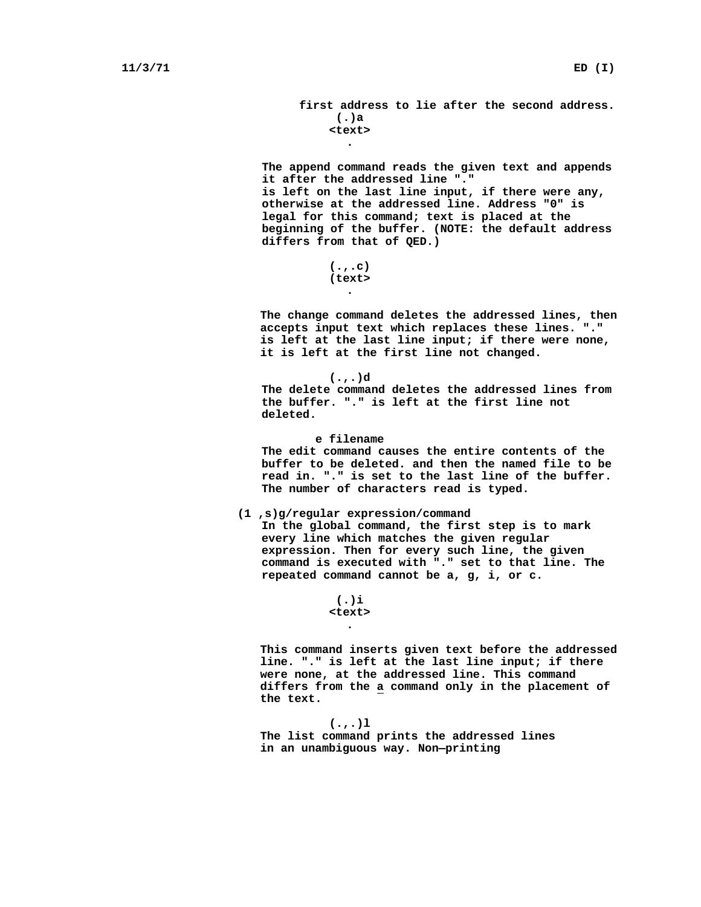first address to lie after the second address.

```
(.)a
<text>
  .
```

The append command reads the given text and appends it after the addressed line "." is left on the last line input, if there were any, otherwise at the addressed line. Address "0" is legal for this command; text is placed at the beginning of the buffer. (NOTE: the default address differs from that of QED.)

```
(.,.c)
(text>
  .
```

The change command deletes the addressed lines, then accepts input text which replaces these lines. "." is left at the last line input; if there were none, it is left at the first line not changed.

```
(.,.)d
```

The delete command deletes the addressed lines from the buffer. "." is left at the first line not deleted.

```
e filename
```

The edit command causes the entire contents of the buffer to be deleted. and then the named file to be read in. "." is set to the last line of the buffer. The number of characters read is typed.

```
(1 ,s)g/regular expression/command
```

In the global command, the first step is to mark every line which matches the given regular expression. Then for every such line, the given command is executed with "." set to that line. The repeated command cannot be a, g, i, or c.

```
(.)i
<text>
  .
```

This command inserts given text before the addressed line. "." is left at the last line input; if there were none, at the addressed line. This command differs from the <u>a</u> command only in the placement of the text.

```
(.,.)l
```

The list command prints the addressed lines in an unambiguous way. Non—printing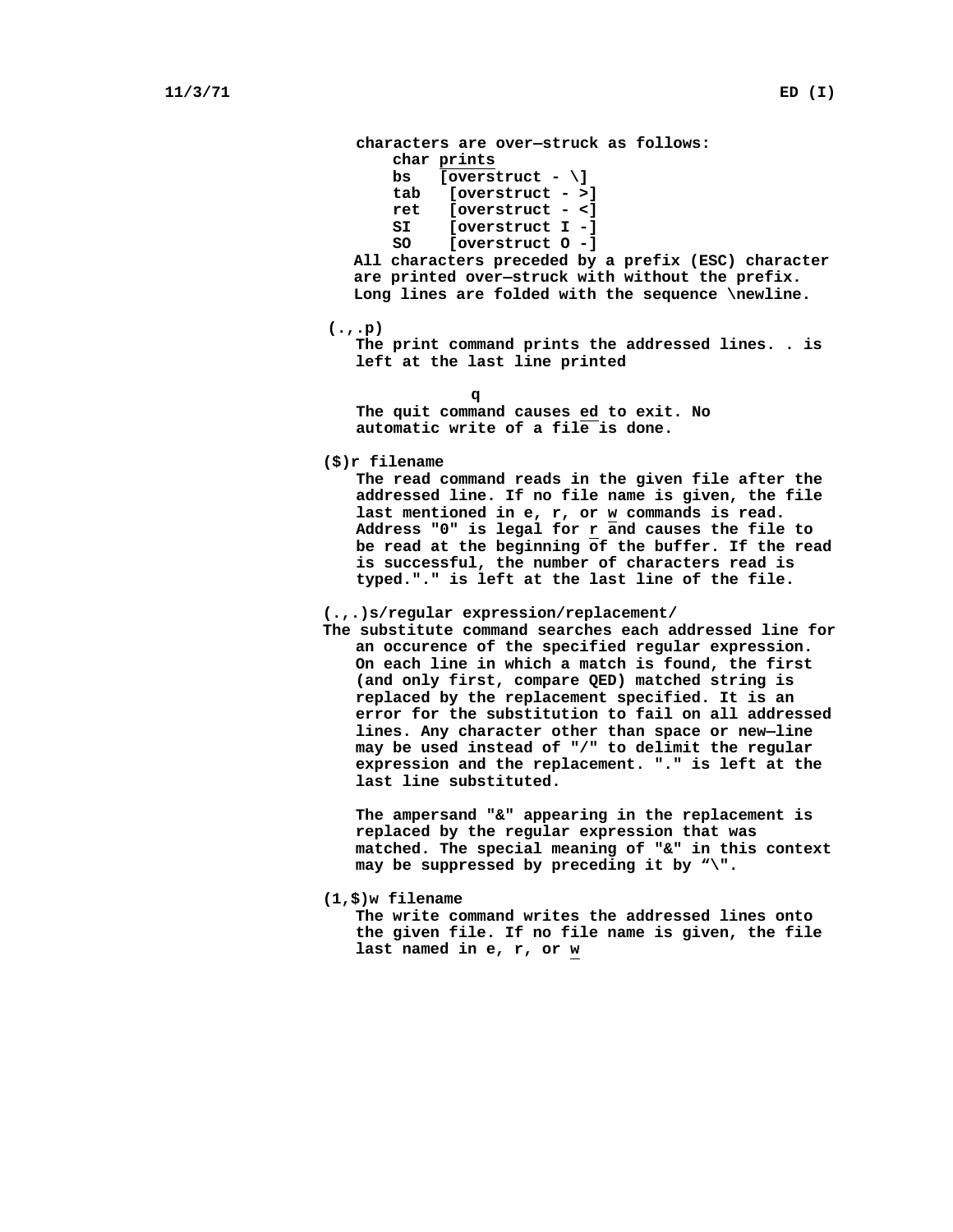characters are over—struck as follows:

| char | prints |
|---|---|
| bs | [overstruct - \] |
| tab | [overstruct - >] |
| ret | [overstruct - <] |
| SI | [overstruct I -] |
| SO | [overstruct O -] |

All characters preceded by a prefix (ESC) character are printed over—struck with without the prefix. Long lines are folded with the sequence \newline.

**(.,.p)**

The print command prints the addressed lines. . is left at the last line printed

**q**

The quit command causes ed to exit. No automatic write of a file is done.

**($)r filename**

The read command reads in the given file after the addressed line. If no file name is given, the file last mentioned in e, r, or w commands is read. Address "0" is legal for r and causes the file to be read at the beginning of the buffer. If the read is successful, the number of characters read is typed."." is left at the last line of the file.

**(.,.)s/regular expression/replacement/**

The substitute command searches each addressed line for an occurence of the specified regular expression. On each line in which a match is found, the first (and only first, compare QED) matched string is replaced by the replacement specified. It is an error for the substitution to fail on all addressed lines. Any character other than space or new—line may be used instead of "/" to delimit the regular expression and the replacement. "." is left at the last line substituted.

The ampersand "&" appearing in the replacement is replaced by the regular expression that was matched. The special meaning of "&" in this context may be suppressed by preceding it by “\".

**(1,$)w filename**

The write command writes the addressed lines onto the given file. If no file name is given, the file last named in e, r, or w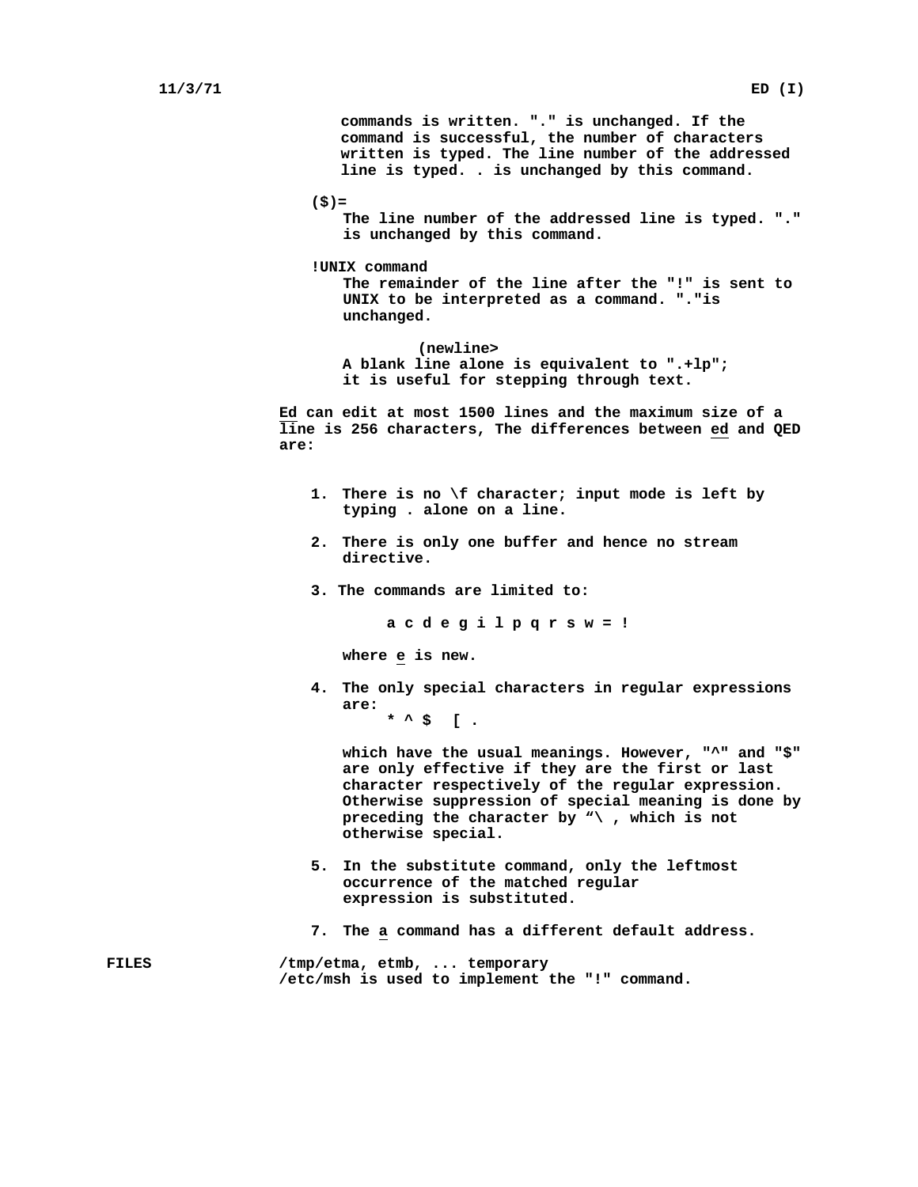commands is written. "." is unchanged. If the command is successful, the number of characters written is typed. The line number of the addressed line is typed. . is unchanged by this command.

**($)=**
The line number of the addressed line is typed. "." is unchanged by this command.

**!UNIX command**
The remainder of the line after the "!" is sent to UNIX to be interpreted as a command. "."is unchanged.

(newline>
A blank line alone is equivalent to ".+lp"; it is useful for stepping through text.

Ed can edit at most 1500 lines and the maximum size of a line is 256 characters, The differences between ed and QED are:

1. There is no \f character; input mode is left by typing . alone on a line.

2. There is only one buffer and hence no stream directive.

3. The commands are limited to:

   a c d e g i l p q r s w = !

   where e is new.

4. The only special characters in regular expressions are:

   * ^ $  [ .

   which have the usual meanings. However, "^" and "$" are only effective if they are the first or last character respectively of the regular expression. Otherwise suppression of special meaning is done by preceding the character by “\ , which is not otherwise special.

5. In the substitute command, only the leftmost occurrence of the matched regular expression is substituted.

7. The a command has a different default address.

**FILES**

/tmp/etma, etmb, ... temporary
/etc/msh is used to implement the "!" command.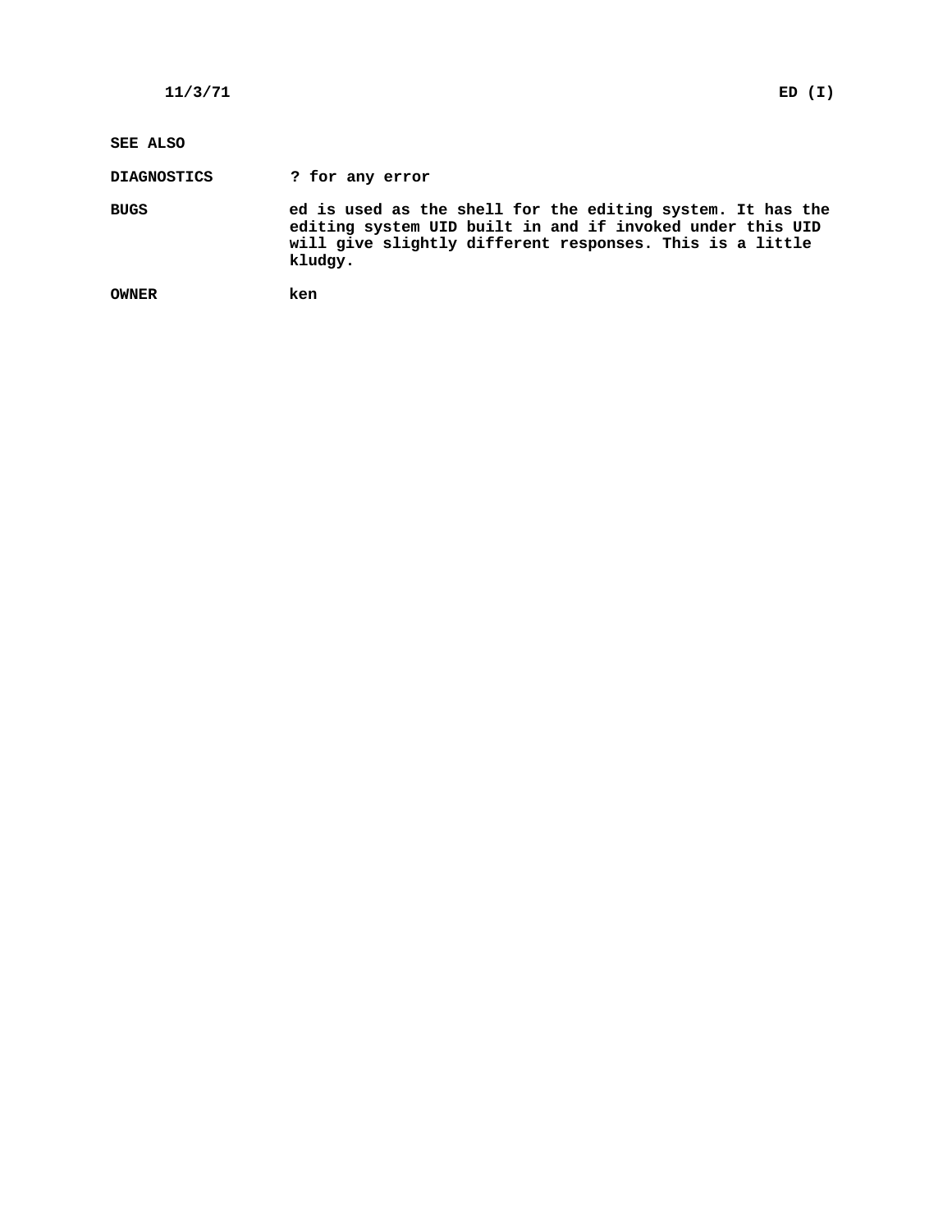**SEE ALSO**

**DIAGNOSTICS** ? for any error

**BUGS** ed is used as the shell for the editing system. It has the editing system UID built in and if invoked under this UID will give slightly different responses. This is a little kludgy.

**OWNER** ken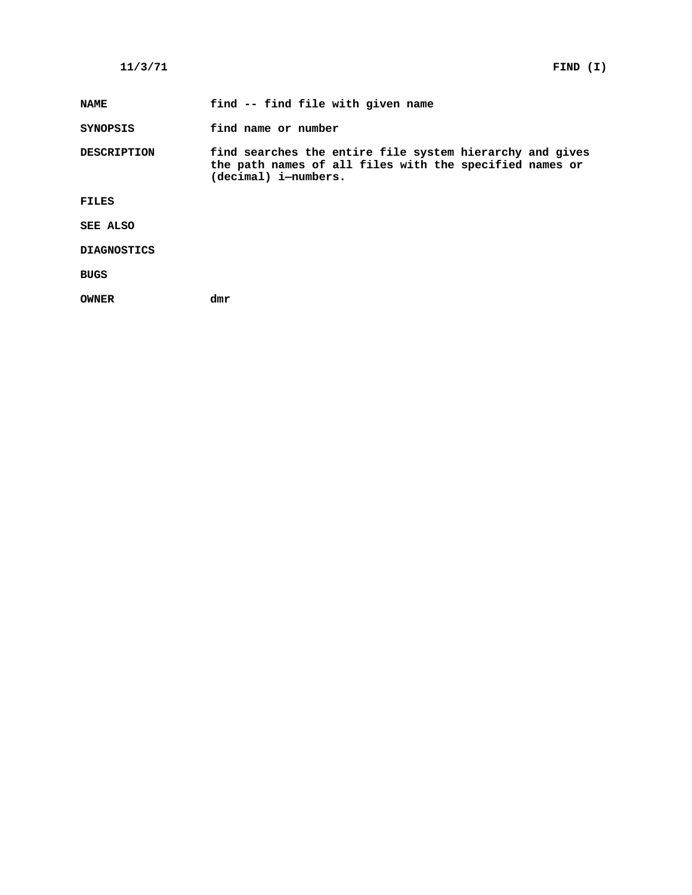**NAME** find -- find file with given name

**SYNOPSIS** find name or number

**DESCRIPTION** find searches the entire file system hierarchy and gives the path names of all files with the specified names or (decimal) i—numbers.

**FILES**

**SEE ALSO**

**DIAGNOSTICS**

**BUGS**

**OWNER** dmr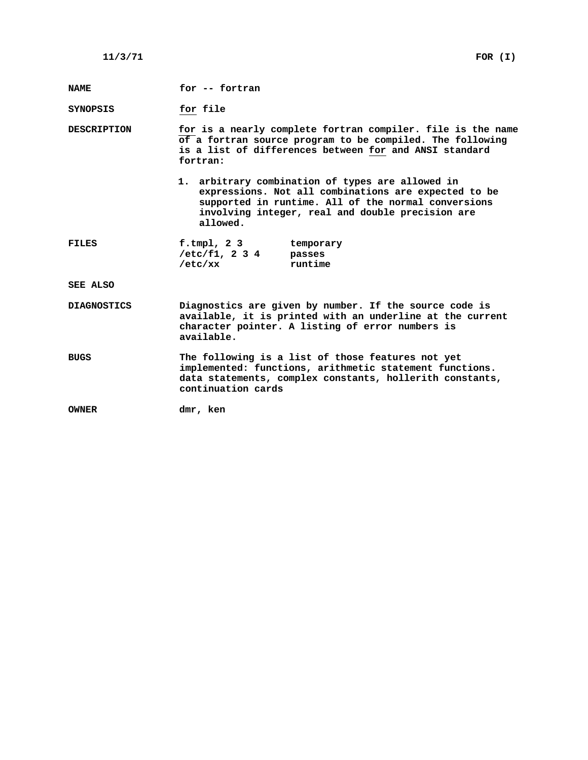**NAME** for -- fortran

**SYNOPSIS** _for_ file

**DESCRIPTION** _for_ is a nearly complete fortran compiler. file is the name of a fortran source program to be compiled. The following is a list of differences between _for_ and ANSI standard fortran:

1. arbitrary combination of types are allowed in expressions. Not all combinations are expected to be supported in runtime. All of the normal conversions involving integer, real and double precision are allowed.

**FILES**

| | |
|---|---|
| f.tmpl, 2 3 | temporary |
| /etc/f1, 2 3 4 | passes |
| /etc/xx | runtime |

**SEE ALSO**

**DIAGNOSTICS** Diagnostics are given by number. If the source code is available, it is printed with an underline at the current character pointer. A listing of error numbers is available.

**BUGS** The following is a list of those features not yet implemented: functions, arithmetic statement functions. data statements, complex constants, hollerith constants, continuation cards

**OWNER** dmr, ken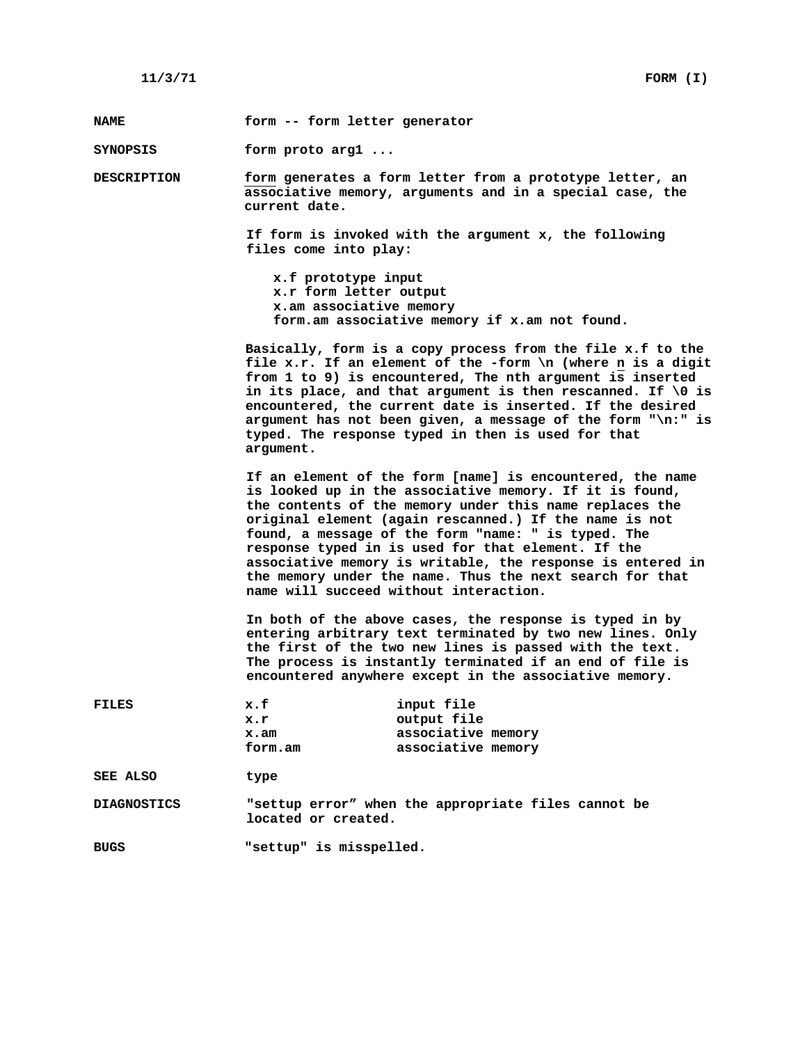**NAME** form -- form letter generator

**SYNOPSIS** form proto arg1 ...

**DESCRIPTION** *form* generates a form letter from a prototype letter, an associative memory, arguments and in a special case, the current date.

If form is invoked with the argument x, the following files come into play:

```
x.f prototype input
x.r form letter output
x.am associative memory
form.am associative memory if x.am not found.
```

Basically, form is a copy process from the file x.f to the file x.r. If an element of the -form \n (where *n* is a digit from 1 to 9) is encountered, The nth argument *is* inserted in its place, and that argument is then rescanned. If \0 is encountered, the current date is inserted. If the desired argument has not been given, a message of the form "\n:" is typed. The response typed in then is used for that argument.

If an element of the form [name] is encountered, the name is looked up in the associative memory. If it is found, the contents of the memory under this name replaces the original element (again rescanned.) If the name is not found, a message of the form "name: " is typed. The response typed in is used for that element. If the associative memory is writable, the response is entered in the memory under the name. Thus the next search for that name will succeed without interaction.

In both of the above cases, the response is typed in by entering arbitrary text terminated by two new lines. Only the first of the two new lines is passed with the text. The process is instantly terminated if an end of file is encountered anywhere except in the associative memory.

**FILES**

| | |
|---|---|
| x.f | input file |
| x.r | output file |
| x.am | associative memory |
| form.am | associative memory |

**SEE ALSO** type

**DIAGNOSTICS** "settup error" when the appropriate files cannot be located or created.

**BUGS** "settup" is misspelled.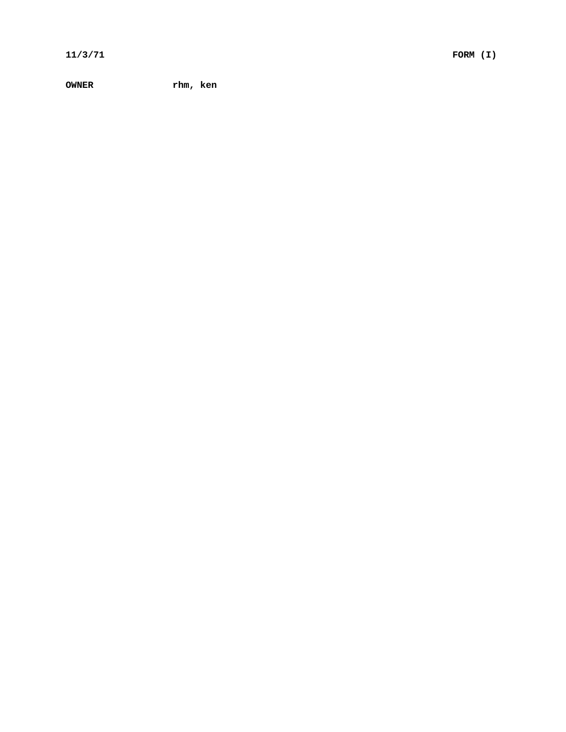**OWNER** rhm, ken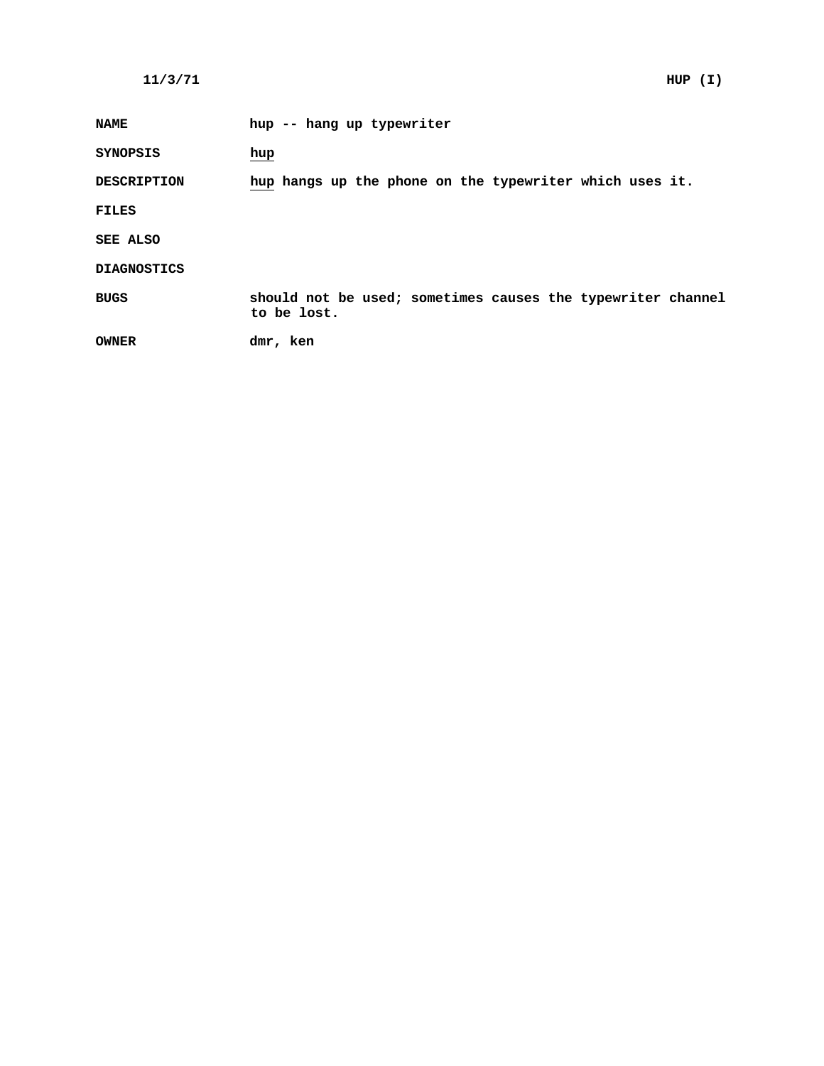**NAME** hup -- hang up typewriter

**SYNOPSIS** _hup_

**DESCRIPTION** _hup_ hangs up the phone on the typewriter which uses it.

**FILES**

**SEE ALSO**

**DIAGNOSTICS**

**BUGS** should not be used; sometimes causes the typewriter channel to be lost.

**OWNER** dmr, ken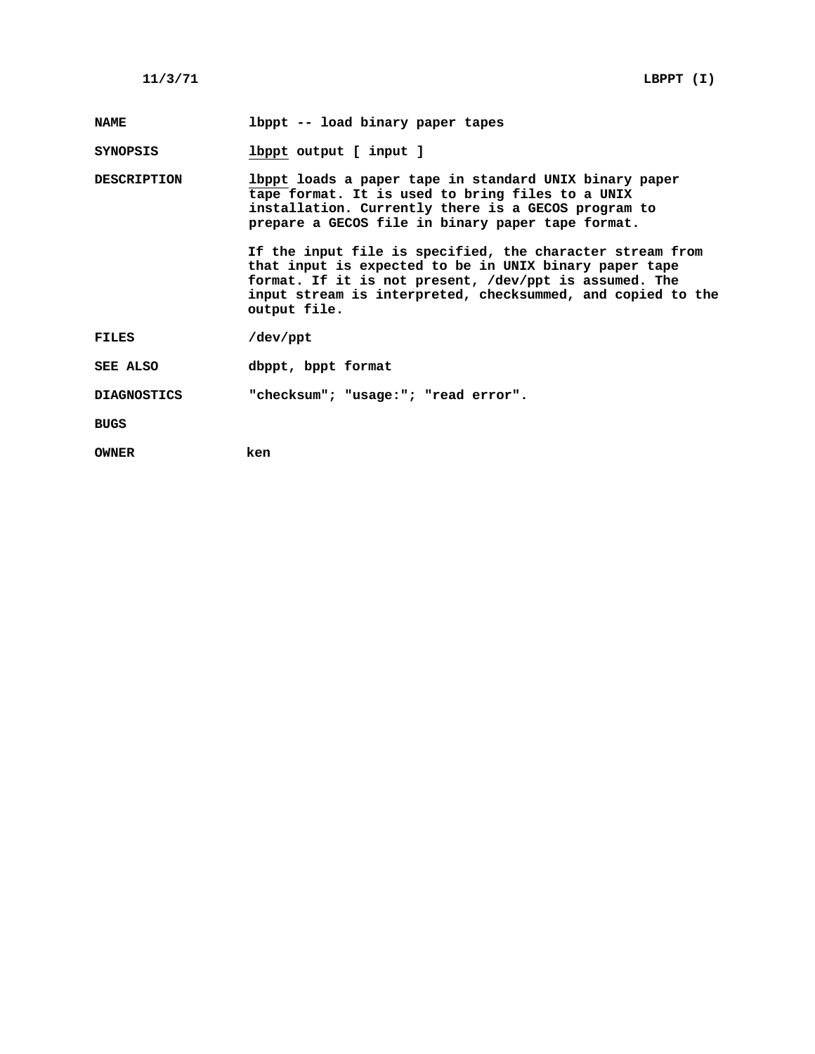**NAME** lbppt -- load binary paper tapes

**SYNOPSIS** lbppt output [ input ]

**DESCRIPTION** lbppt loads a paper tape in standard UNIX binary paper tape format. It is used to bring files to a UNIX installation. Currently there is a GECOS program to prepare a GECOS file in binary paper tape format.

If the input file is specified, the character stream from that input is expected to be in UNIX binary paper tape format. If it is not present, /dev/ppt is assumed. The input stream is interpreted, checksummed, and copied to the output file.

**FILES** /dev/ppt

**SEE ALSO** dbppt, bppt format

**DIAGNOSTICS** "checksum"; "usage:"; "read error".

**BUGS**

**OWNER** ken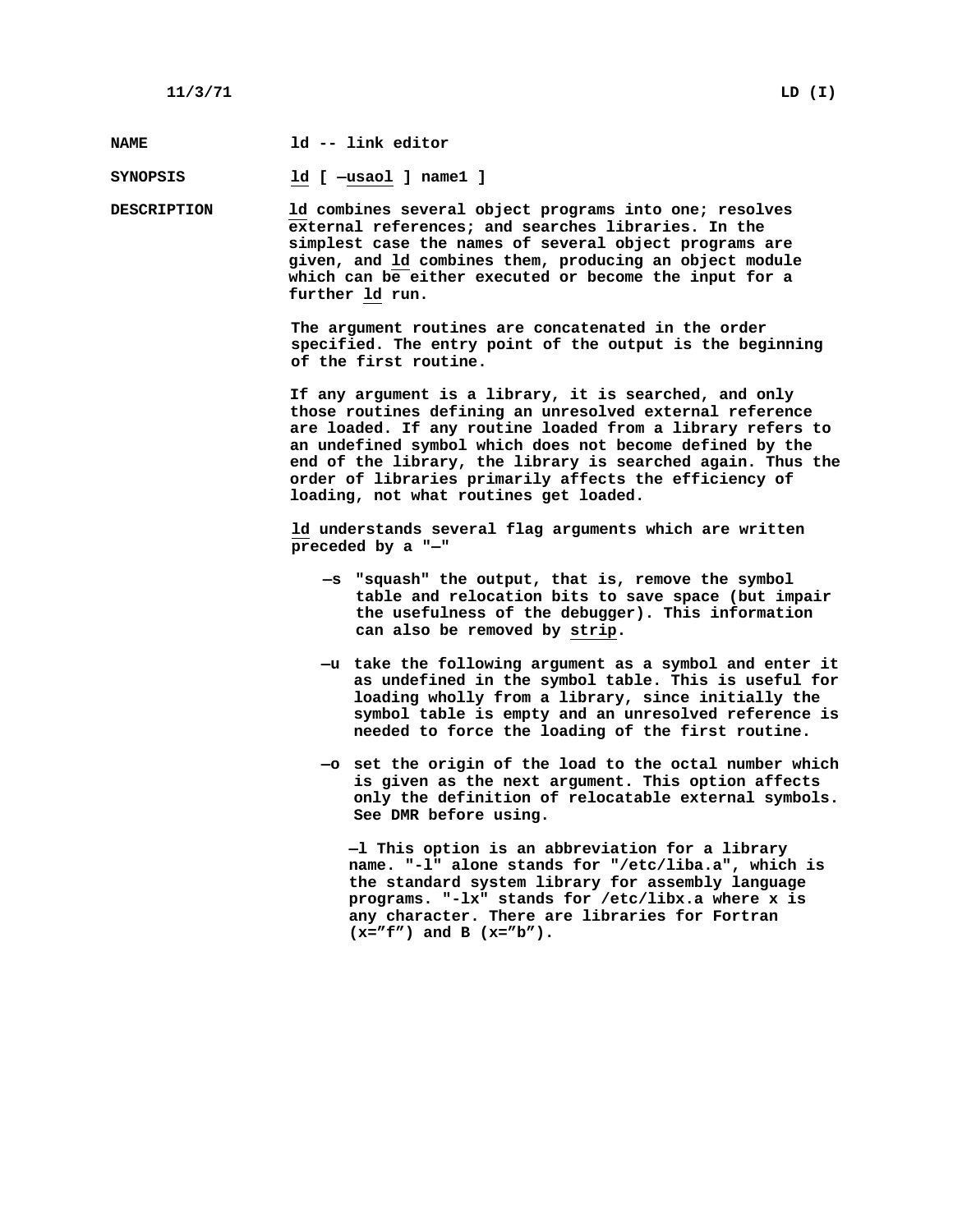**NAME** ld -- link editor

**SYNOPSIS** ld [ —usaol ] name1 ]

**DESCRIPTION** ld combines several object programs into one; resolves external references; and searches libraries. In the simplest case the names of several object programs are given, and ld combines them, producing an object module which can be either executed or become the input for a further ld run.

The argument routines are concatenated in the order specified. The entry point of the output is the beginning of the first routine.

If any argument is a library, it is searched, and only those routines defining an unresolved external reference are loaded. If any routine loaded from a library refers to an undefined symbol which does not become defined by the end of the library, the library is searched again. Thus the order of libraries primarily affects the efficiency of loading, not what routines get loaded.

ld understands several flag arguments which are written preceded by a "—"

—s "squash" the output, that is, remove the symbol table and relocation bits to save space (but impair the usefulness of the debugger). This information can also be removed by strip.

—u take the following argument as a symbol and enter it as undefined in the symbol table. This is useful for loading wholly from a library, since initially the symbol table is empty and an unresolved reference is needed to force the loading of the first routine.

—o set the origin of the load to the octal number which is given as the next argument. This option affects only the definition of relocatable external symbols. See DMR before using.

—l This option is an abbreviation for a library name. "-l" alone stands for "/etc/liba.a", which is the standard system library for assembly language programs. "-lx" stands for /etc/libx.a where x is any character. There are libraries for Fortran (x="f") and B (x="b").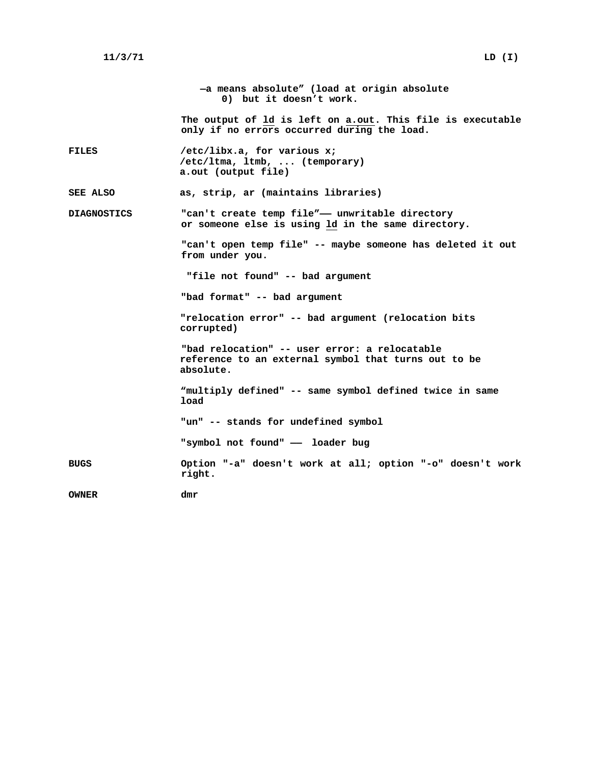—a means absolute" (load at origin absolute 0) but it doesn't work.

The output of <u>ld</u> is left on <u>a.out</u>. This file is executable only if no errors occurred during the load.

**FILES**

/etc/libx.a, for various x;
/etc/ltma, ltmb, ... (temporary)
a.out (output file)

**SEE ALSO**

as, strip, ar (maintains libraries)

**DIAGNOSTICS**

"can't create temp file"—— unwritable directory or someone else is using <u>ld</u> in the same directory.

"can't open temp file" -- maybe someone has deleted it out from under you.

"file not found" -- bad argument

"bad format" -- bad argument

"relocation error" -- bad argument (relocation bits corrupted)

"bad relocation" -- user error: a relocatable reference to an external symbol that turns out to be absolute.

"multiply defined" -- same symbol defined twice in same load

"un" -- stands for undefined symbol

"symbol not found" —— loader bug

**BUGS**

Option "-a" doesn't work at all; option "-o" doesn't work right.

**OWNER**

dmr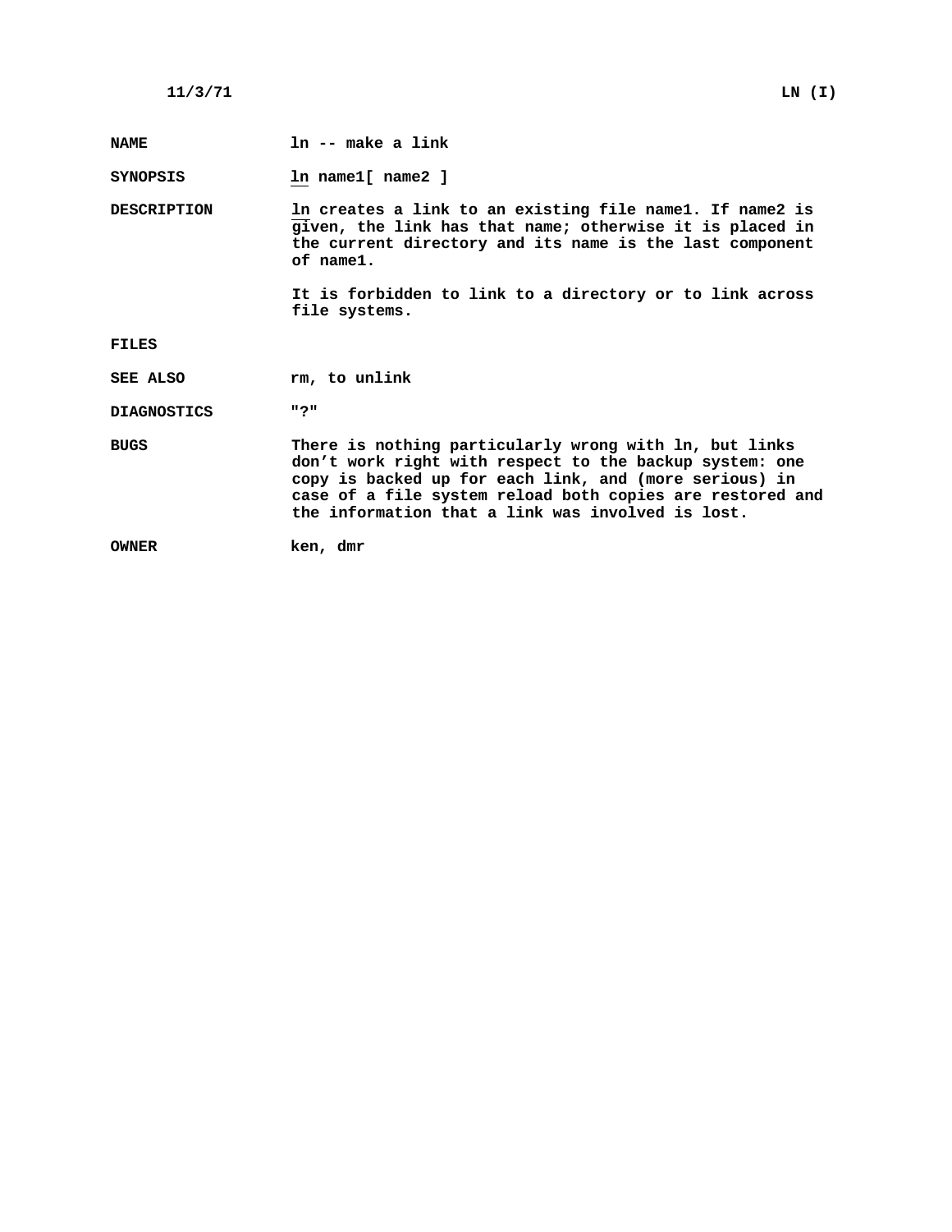**NAME** ln -- make a link

**SYNOPSIS** _ln_ name1[ name2 ]

**DESCRIPTION** _ln_ creates a link to an existing file name1. If name2 is given, the link has that name; otherwise it is placed in the current directory and its name is the last component of name1.

It is forbidden to link to a directory or to link across file systems.

**FILES**

**SEE ALSO** rm, to unlink

**DIAGNOSTICS** "?"

**BUGS** There is nothing particularly wrong with ln, but links don't work right with respect to the backup system: one copy is backed up for each link, and (more serious) in case of a file system reload both copies are restored and the information that a link was involved is lost.

**OWNER** ken, dmr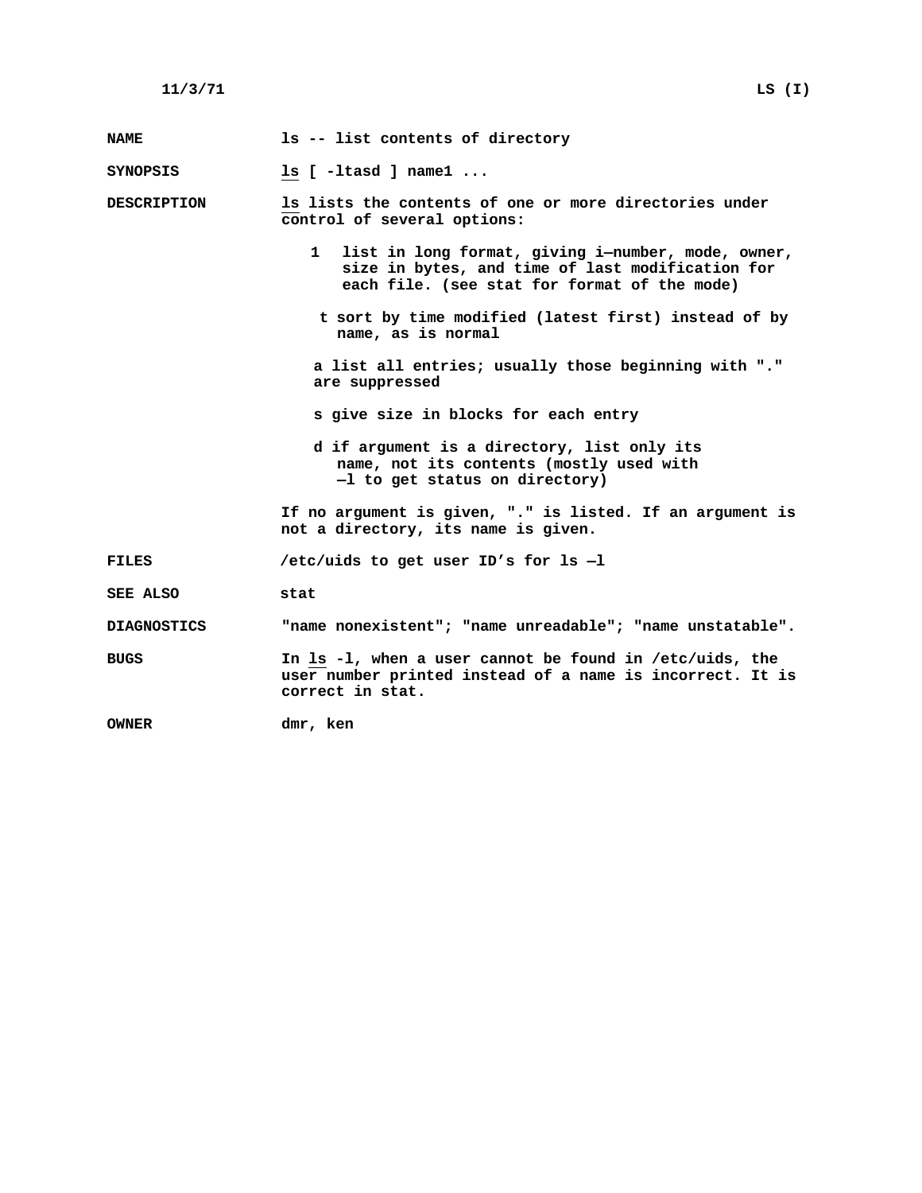# NAME

ls -- list contents of directory

# SYNOPSIS

_ls_ [ -ltasd ] name1 ...

# DESCRIPTION

_ls_ lists the contents of one or more directories under control of several options:

- 1 list in long format, giving i–number, mode, owner, size in bytes, and time of last modification for each file. (see stat for format of the mode)
- t sort by time modified (latest first) instead of by name, as is normal
- a list all entries; usually those beginning with "." are suppressed
- s give size in blocks for each entry
- d if argument is a directory, list only its name, not its contents (mostly used with —l to get status on directory)

If no argument is given, "." is listed. If an argument is not a directory, its name is given.

# FILES

/etc/uids to get user ID's for ls —l

# SEE ALSO

stat

# DIAGNOSTICS

"name nonexistent"; "name unreadable"; "name unstatable".

# BUGS

In _ls_ -l, when a user cannot be found in /etc/uids, the user number printed instead of a name is incorrect. It is correct in stat.

# OWNER

dmr, ken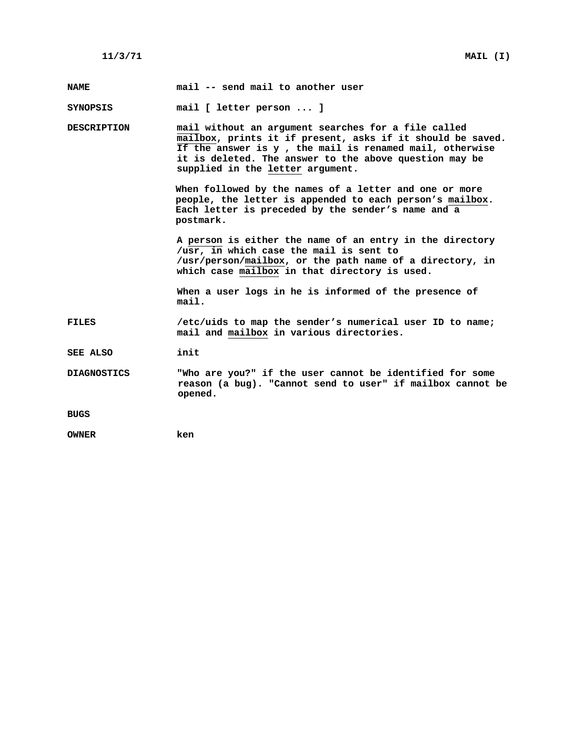**NAME** mail -- send mail to another user

**SYNOPSIS** mail [ letter person ... ]

**DESCRIPTION** _mail_ without an argument searches for a file called _mailbox_, prints it if present, asks if it should be saved. If the answer is y , the mail is renamed mail, otherwise it is deleted. The answer to the above question may be supplied in the _letter_ argument.

When followed by the names of a letter and one or more people, the letter is appended to each person's _mailbox_. Each letter is preceded by the sender's name and a postmark.

A _person_ is either the name of an entry in the directory /usr, in which case the mail is sent to /usr/person/_mailbox_, or the path name of a directory, in which case _mailbox_ in that directory is used.

When a user logs in he is informed of the presence of mail.

**FILES** /etc/uids to map the sender's numerical user ID to name; mail and _mailbox_ in various directories.

**SEE ALSO** init

**DIAGNOSTICS** "Who are you?" if the user cannot be identified for some reason (a bug). "Cannot send to user" if mailbox cannot be opened.

**BUGS**

**OWNER** ken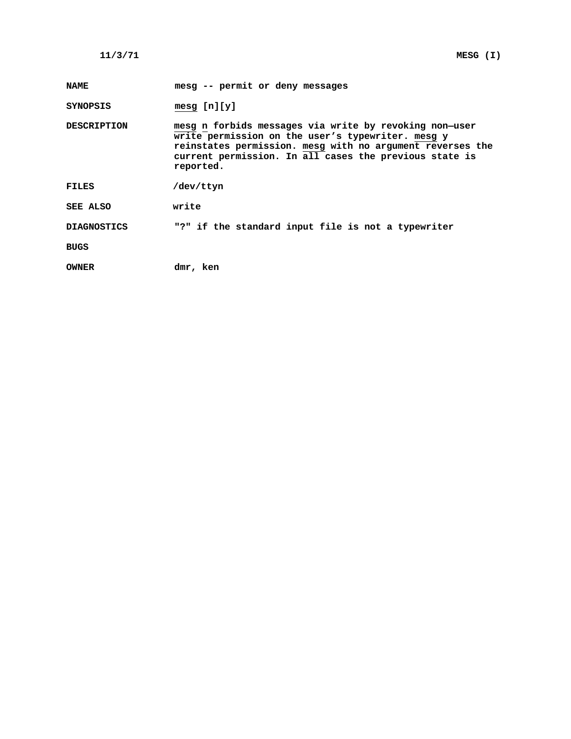11/3/71 MESG (I)

**NAME** mesg -- permit or deny messages

**SYNOPSIS** _mesg_ [n][y]

**DESCRIPTION** _mesg_ _n_ forbids messages via write by revoking non—user _write_ permission on the user's typewriter. _mesg_ y reinstates permission. _mesg_ with no argument reverses the current permission. In _all_ cases the previous state is reported.

**FILES** /dev/ttyn

**SEE ALSO** write

**DIAGNOSTICS** "?" if the standard input file is not a typewriter

**BUGS**

**OWNER** dmr, ken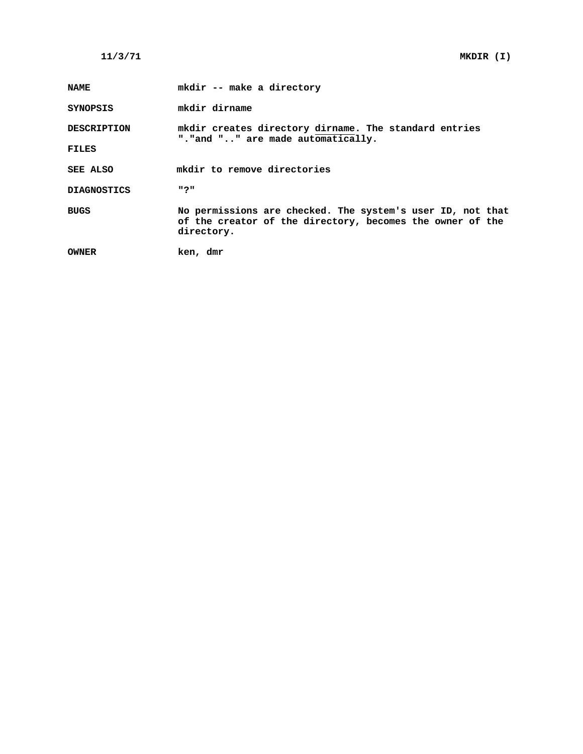| | |
|---|---|
| **NAME** | mkdir -- make a directory |
| **SYNOPSIS** | mkdir dirname |
| **DESCRIPTION** | mkdir creates directory dirname. The standard entries "."and ".." are made automatically. |
| **FILES** | |
| **SEE ALSO** | mkdir to remove directories |
| **DIAGNOSTICS** | "?" |
| **BUGS** | No permissions are checked. The system's user ID, not that of the creator of the directory, becomes the owner of the directory. |
| **OWNER** | ken, dmr |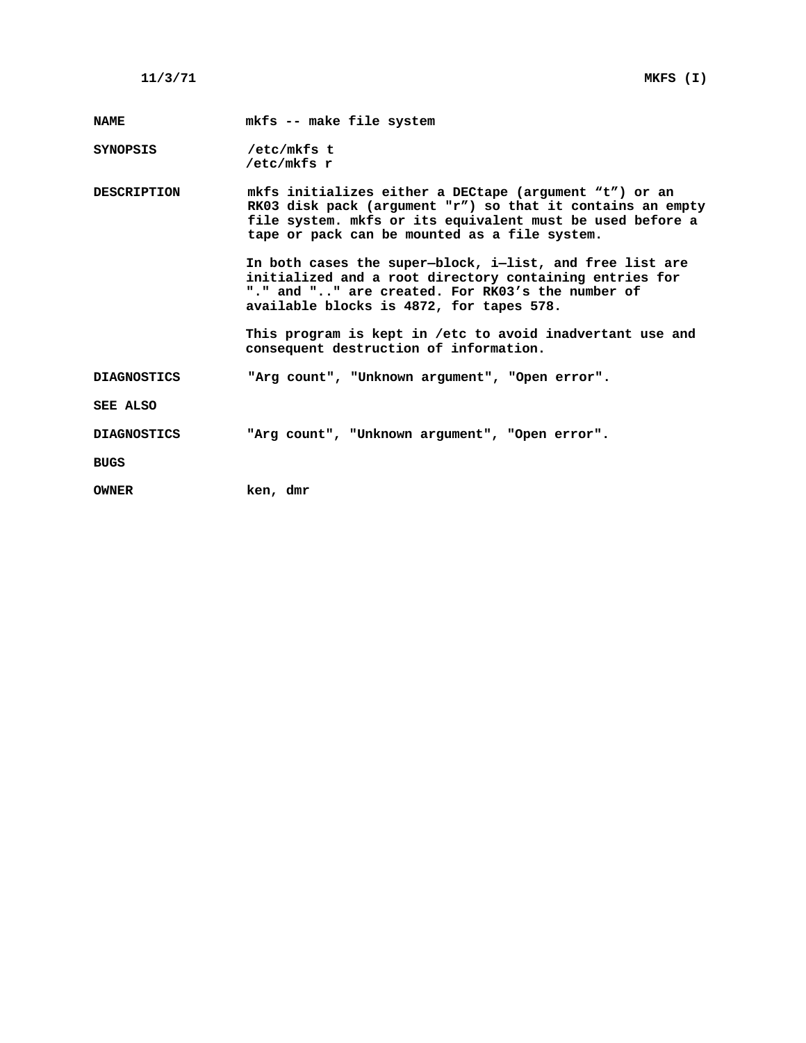11/3/71 MKFS (I)

**NAME** mkfs -- make file system

**SYNOPSIS**
```
/etc/mkfs t
/etc/mkfs r
```

**DESCRIPTION** mkfs initializes either a DECtape (argument “t”) or an RK03 disk pack (argument "r”) so that it contains an empty file system. mkfs or its equivalent must be used before a tape or pack can be mounted as a file system.

In both cases the super—block, i—list, and free list are initialized and a root directory containing entries for "." and ".." are created. For RK03’s the number of available blocks is 4872, for tapes 578.

This program is kept in /etc to avoid inadvertant use and consequent destruction of information.

**DIAGNOSTICS** "Arg count", "Unknown argument", "Open error".

**SEE ALSO**

**DIAGNOSTICS** "Arg count", "Unknown argument", "Open error".

**BUGS**

**OWNER** ken, dmr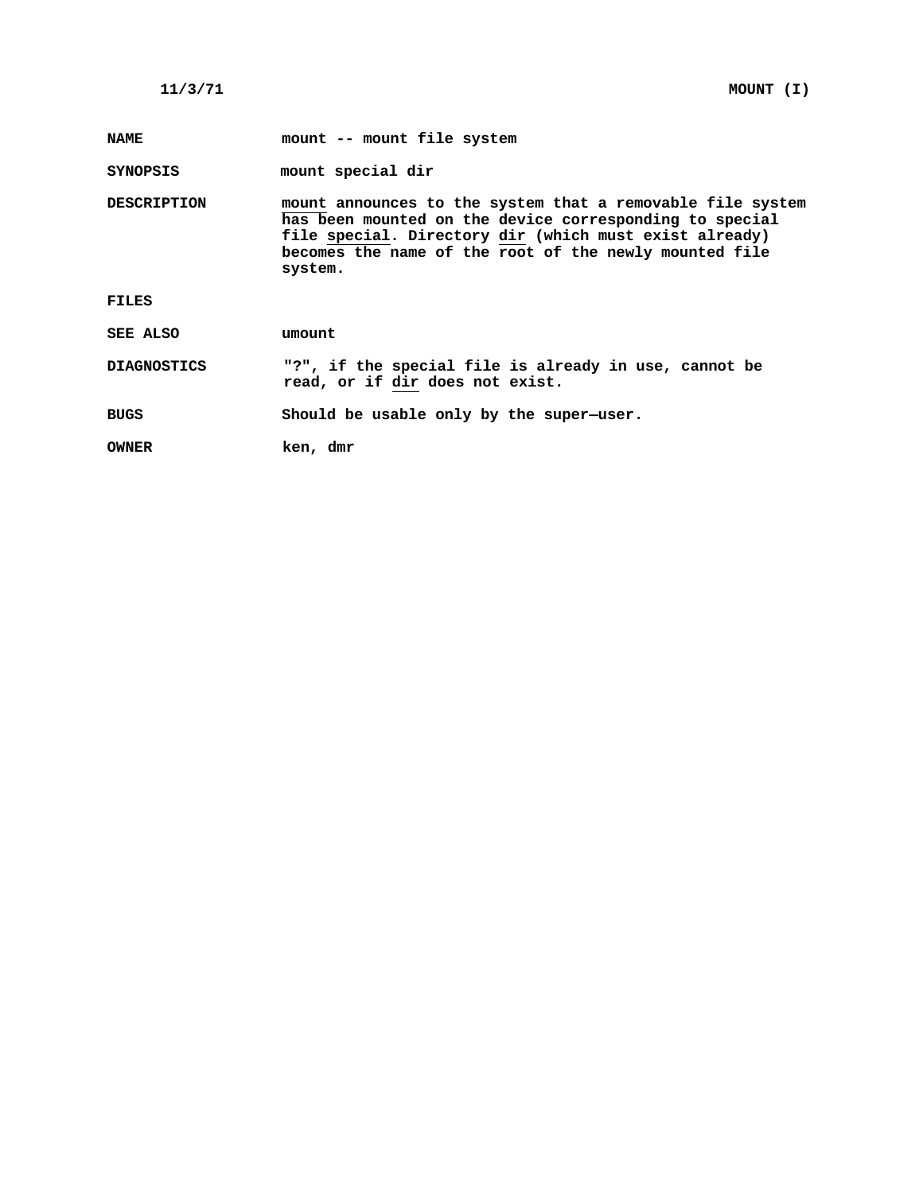## NAME

mount -- mount file system

## SYNOPSIS

mount special dir

## DESCRIPTION

_mount_ announces to the system that a removable file system has been mounted on the device corresponding to special file _special_. Directory _dir_ (which must exist already) becomes the name of the root of the newly mounted file system.

## FILES

## SEE ALSO

umount

## DIAGNOSTICS

"?", if the special file is already in use, cannot be read, or if _dir_ does not exist.

## BUGS

Should be usable only by the super—user.

## OWNER

ken, dmr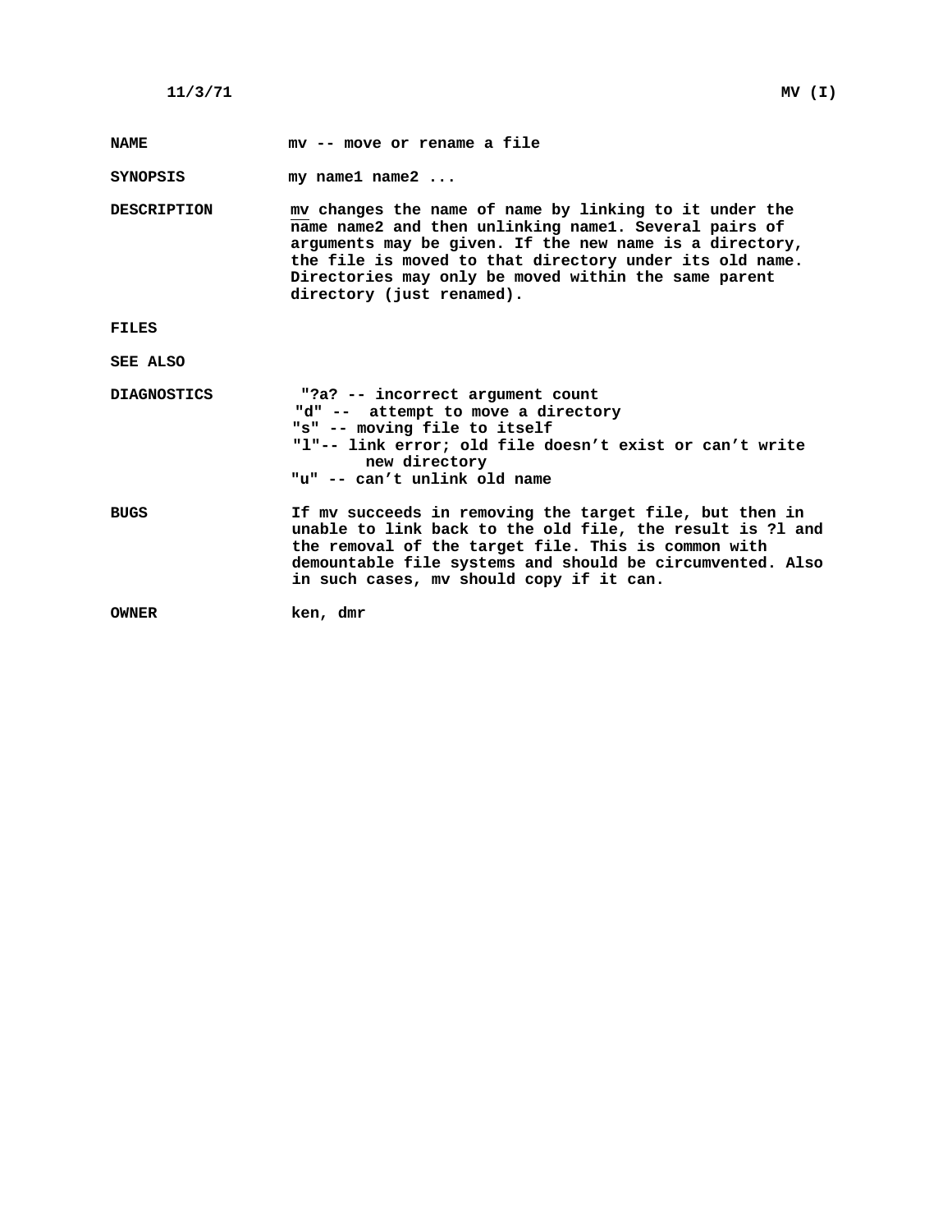11/3/71 MV (I)

**NAME** mv -- move or rename a file

**SYNOPSIS** my name1 name2 ...

**DESCRIPTION** mv changes the name of name by linking to it under the name name2 and then unlinking name1. Several pairs of arguments may be given. If the new name is a directory, the file is moved to that directory under its old name. Directories may only be moved within the same parent directory (just renamed).

**FILES**

**SEE ALSO**

**DIAGNOSTICS**

"?a? -- incorrect argument count
"d" -- attempt to move a directory
"s" -- moving file to itself
"l"-- link error; old file doesn't exist or can't write new directory
"u" -- can't unlink old name

**BUGS** If mv succeeds in removing the target file, but then in unable to link back to the old file, the result is ?l and the removal of the target file. This is common with demountable file systems and should be circumvented. Also in such cases, mv should copy if it can.

**OWNER** ken, dmr